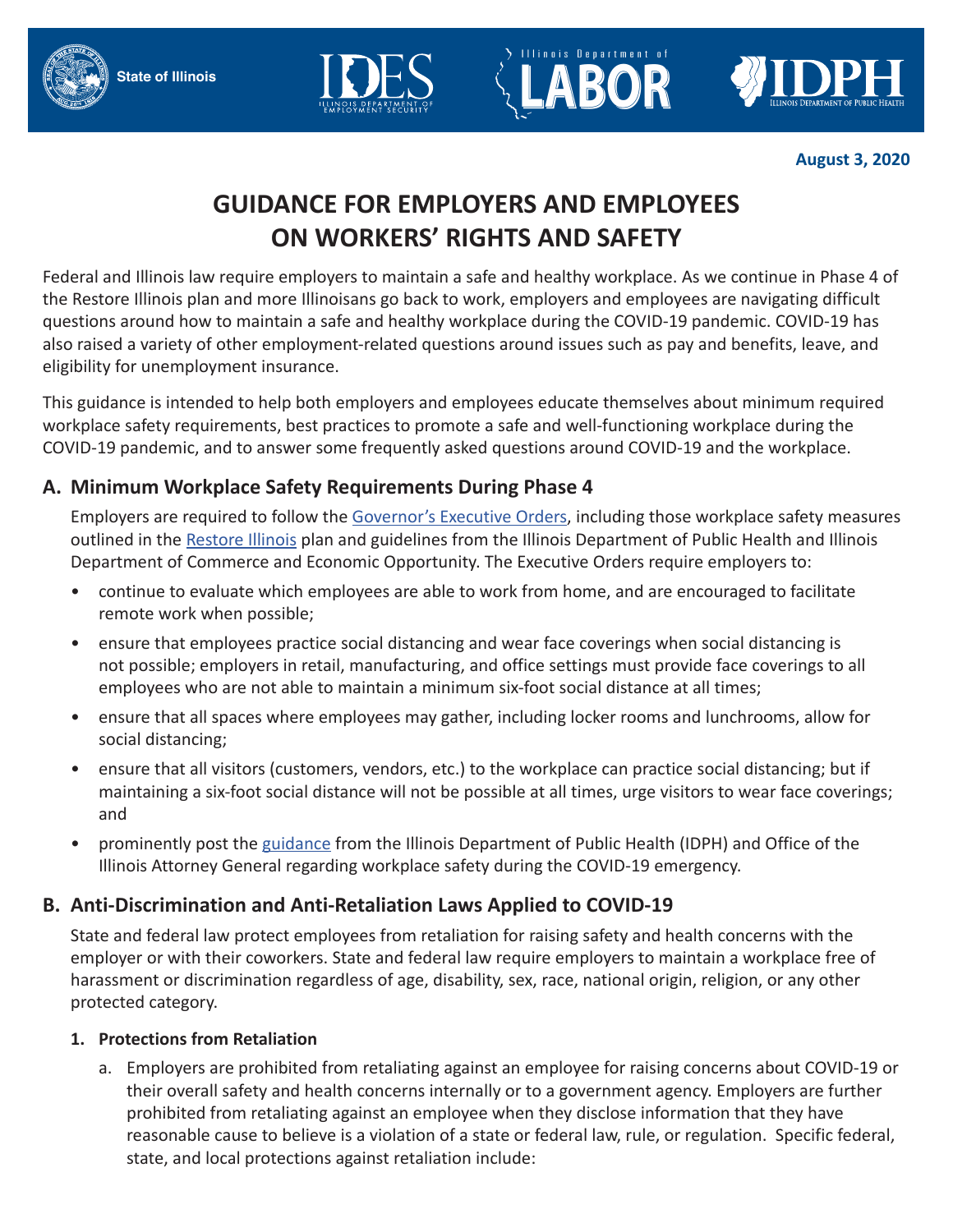State of Illinois

August 3, 2020

# GUIDANCE FOR EMPLOYERS AND EMPLOYEES ON WORKERS' RIGHTS AND SAFETY

Federal and Illinois law require employers to maintain a safe and healthy workplace. As we continue in Phase 4 of the Restore Illinois plan and more Illinoisans go back to work, employers and employees are navigating difficult questions around how to maintain a safe and healthy workplace during the COVID-19 pandemic. COVID-19 has also raised a variety of other employment-related questions around issues such as pay and benefits, leave, and eligibility for unemployment insurance.

This guidance is intended to help both employers and employees educate themselves about minimum required workplace safety requirements, best practices to promote a safe and well-functioning workplace during the COVID-19 pandemic, and to answer some frequently asked questions around COVID-19 and the workplace.

## A. Minimum Workplace Safety Requirements During Phase 4

Employers are required to follow the Governor's Executive Orders, including those workplace safety measures outlined in the Restore Illinois plan and guidelines from the Illinois Department of Public Health and Illinois Department of Commerce and Economic Opportunity. The Executive Orders require employers to:

- continue to evaluate which employees are able to work from home, and are encouraged to facilitate remote work when possible;
- ensure that employees practice social distancing and wear face coverings when social distancing is not possible; employers in retail, manufacturing, and office settings must provide face coverings to all employees who are not able to maintain a minimum six-foot social distance at all times;
- ensure that all spaces where employees may gather, including locker rooms and lunchrooms, allow for social distancing;
- ensure that all visitors (customers, vendors, etc.) to the workplace can practice social distancing; but if maintaining a six-foot social distance will not be possible at all times, urge visitors to wear face coverings; and
- prominently post the guidance from the Illinois Department of Public Health (IDPH) and Office of the Illinois Attorney General regarding workplace safety during the COVID-19 emergency.

## B. Anti-Discrimination and Anti-Retaliation Laws Applied to COVID-19

State and federal law protect employees from retaliation for raising safety and health concerns with the employer or with their coworkers. State and federal law require employers to maintain a workplace free of harassment or discrimination regardless of age, disability, sex, race, national origin, religion, or any other protected category.

### 1. Protections from Retaliation

a. Employers are prohibited from retaliating against an employee for raising concerns about COVID-19 or their overall safety and health concerns internally or to a government agency. Employers are further prohibited from retaliating against an employee when they disclose information that they have reasonable cause to believe is a violation of a state or federal law, rule, or regulation. Specific federal, state, and local protections against retaliation include: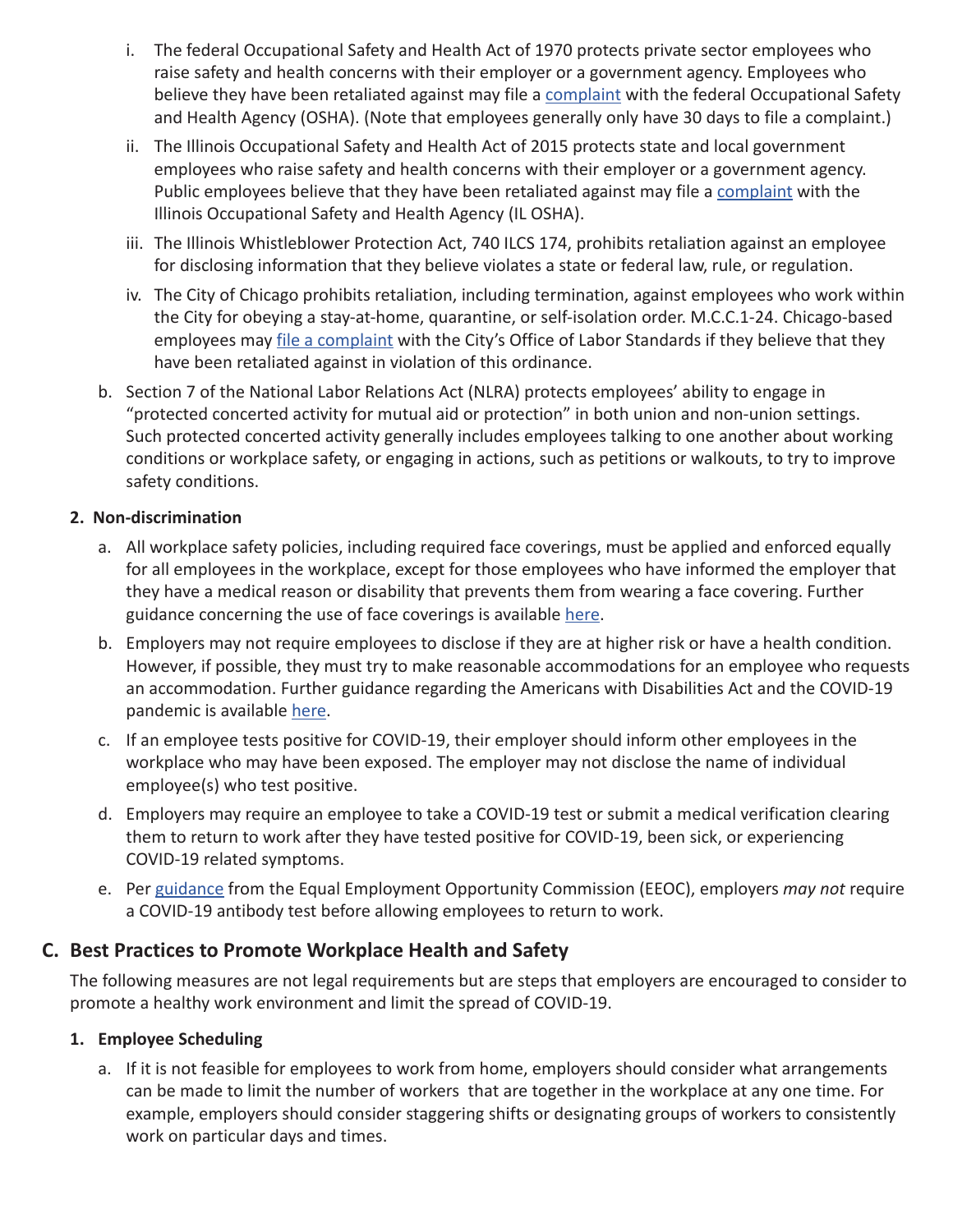i. The federal Occupational Safety and Health Act of 1970 protects private sector employees who raise safety and health concerns with their employer or a government agency. Employees who believe they have been retaliated against may file a complaint with the federal Occupational Safety and Health Agency (OSHA). (Note that employees generally only have 30 days to file a complaint.)

   ii. The Illinois Occupational Safety and Health Act of 2015 protects state and local government employees who raise safety and health concerns with their employer or a government agency. Public employees believe that they have been retaliated against may file a complaint with the Illinois Occupational Safety and Health Agency (IL OSHA).

   iii. The Illinois Whistleblower Protection Act, 740 ILCS 174, prohibits retaliation against an employee for disclosing information that they believe violates a state or federal law, rule, or regulation.

   iv. The City of Chicago prohibits retaliation, including termination, against employees who work within the City for obeying a stay-at-home, quarantine, or self-isolation order. M.C.C.1-24. Chicago-based employees may file a complaint with the City's Office of Labor Standards if they believe that they have been retaliated against in violation of this ordinance.

b. Section 7 of the National Labor Relations Act (NLRA) protects employees' ability to engage in "protected concerted activity for mutual aid or protection" in both union and non-union settings. Such protected concerted activity generally includes employees talking to one another about working conditions or workplace safety, or engaging in actions, such as petitions or walkouts, to try to improve safety conditions.

**2. Non-discrimination**

a. All workplace safety policies, including required face coverings, must be applied and enforced equally for all employees in the workplace, except for those employees who have informed the employer that they have a medical reason or disability that prevents them from wearing a face covering. Further guidance concerning the use of face coverings is available here.

b. Employers may not require employees to disclose if they are at higher risk or have a health condition. However, if possible, they must try to make reasonable accommodations for an employee who requests an accommodation. Further guidance regarding the Americans with Disabilities Act and the COVID-19 pandemic is available here.

c. If an employee tests positive for COVID-19, their employer should inform other employees in the workplace who may have been exposed. The employer may not disclose the name of individual employee(s) who test positive.

d. Employers may require an employee to take a COVID-19 test or submit a medical verification clearing them to return to work after they have tested positive for COVID-19, been sick, or experiencing COVID-19 related symptoms.

e. Per guidance from the Equal Employment Opportunity Commission (EEOC), employers *may not* require a COVID-19 antibody test before allowing employees to return to work.

## C. Best Practices to Promote Workplace Health and Safety

The following measures are not legal requirements but are steps that employers are encouraged to consider to promote a healthy work environment and limit the spread of COVID-19.

**1. Employee Scheduling**

a. If it is not feasible for employees to work from home, employers should consider what arrangements can be made to limit the number of workers that are together in the workplace at any one time. For example, employers should consider staggering shifts or designating groups of workers to consistently work on particular days and times.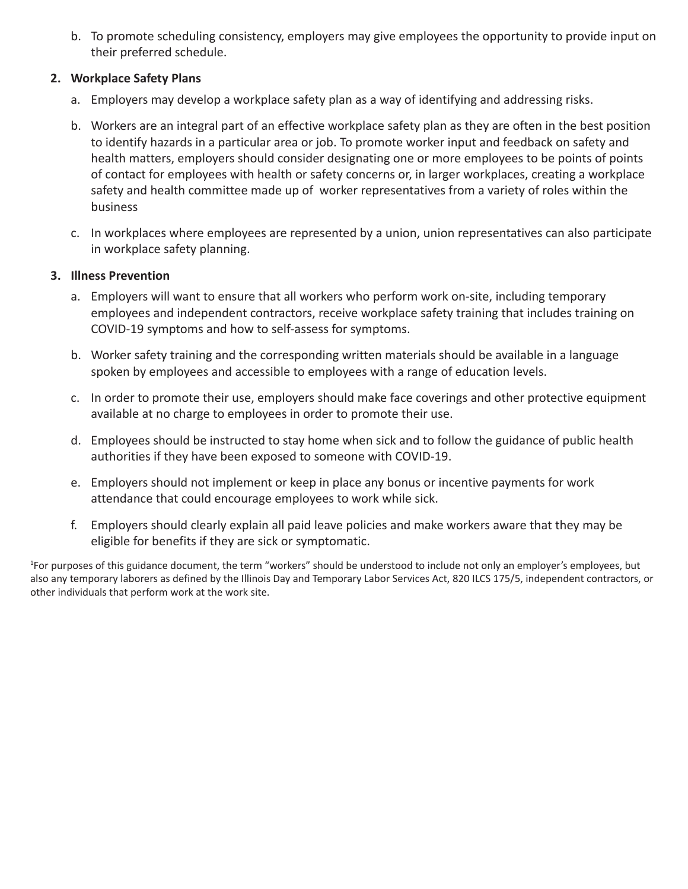b. To promote scheduling consistency, employers may give employees the opportunity to provide input on their preferred schedule.

2. **Workplace Safety Plans**

   a. Employers may develop a workplace safety plan as a way of identifying and addressing risks.

   b. Workers are an integral part of an effective workplace safety plan as they are often in the best position to identify hazards in a particular area or job. To promote worker input and feedback on safety and health matters, employers should consider designating one or more employees to be points of points of contact for employees with health or safety concerns or, in larger workplaces, creating a workplace safety and health committee made up of worker representatives from a variety of roles within the business

   c. In workplaces where employees are represented by a union, union representatives can also participate in workplace safety planning.

3. **Illness Prevention**

   a. Employers will want to ensure that all workers who perform work on-site, including temporary employees and independent contractors, receive workplace safety training that includes training on COVID-19 symptoms and how to self-assess for symptoms.

   b. Worker safety training and the corresponding written materials should be available in a language spoken by employees and accessible to employees with a range of education levels.

   c. In order to promote their use, employers should make face coverings and other protective equipment available at no charge to employees in order to promote their use.

   d. Employees should be instructed to stay home when sick and to follow the guidance of public health authorities if they have been exposed to someone with COVID-19.

   e. Employers should not implement or keep in place any bonus or incentive payments for work attendance that could encourage employees to work while sick.

   f. Employers should clearly explain all paid leave policies and make workers aware that they may be eligible for benefits if they are sick or symptomatic.

[1]For purposes of this guidance document, the term "workers" should be understood to include not only an employer's employees, but also any temporary laborers as defined by the Illinois Day and Temporary Labor Services Act, 820 ILCS 175/5, independent contractors, or other individuals that perform work at the work site.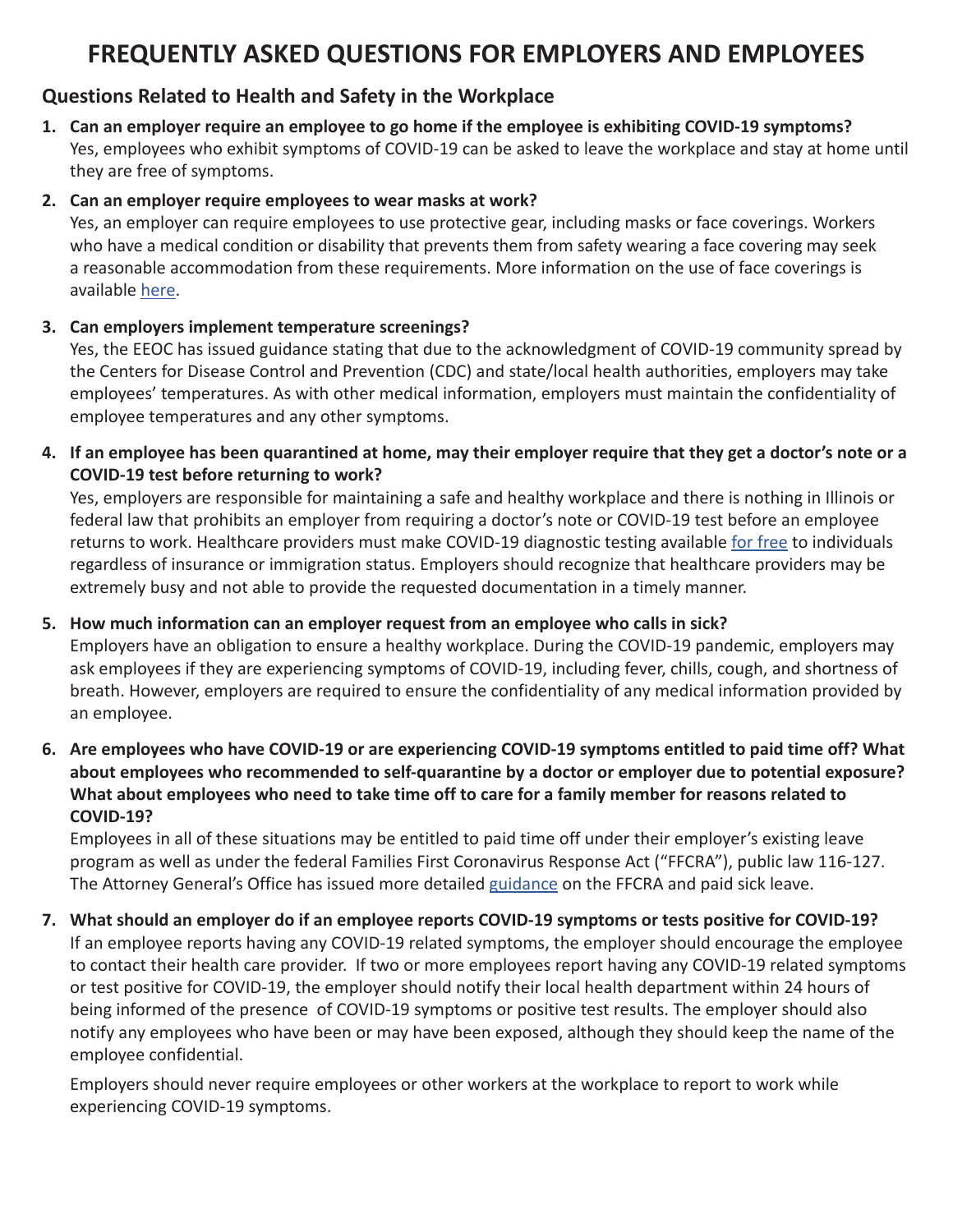# FREQUENTLY ASKED QUESTIONS FOR EMPLOYERS AND EMPLOYEES

## Questions Related to Health and Safety in the Workplace

1. **Can an employer require an employee to go home if the employee is exhibiting COVID-19 symptoms?**
   Yes, employees who exhibit symptoms of COVID-19 can be asked to leave the workplace and stay at home until they are free of symptoms.

2. **Can an employer require employees to wear masks at work?**
   Yes, an employer can require employees to use protective gear, including masks or face coverings. Workers who have a medical condition or disability that prevents them from safety wearing a face covering may seek a reasonable accommodation from these requirements. More information on the use of face coverings is available here.

3. **Can employers implement temperature screenings?**
   Yes, the EEOC has issued guidance stating that due to the acknowledgment of COVID-19 community spread by the Centers for Disease Control and Prevention (CDC) and state/local health authorities, employers may take employees' temperatures. As with other medical information, employers must maintain the confidentiality of employee temperatures and any other symptoms.

4. **If an employee has been quarantined at home, may their employer require that they get a doctor's note or a COVID-19 test before returning to work?**
   Yes, employers are responsible for maintaining a safe and healthy workplace and there is nothing in Illinois or federal law that prohibits an employer from requiring a doctor's note or COVID-19 test before an employee returns to work. Healthcare providers must make COVID-19 diagnostic testing available for free to individuals regardless of insurance or immigration status. Employers should recognize that healthcare providers may be extremely busy and not able to provide the requested documentation in a timely manner.

5. **How much information can an employer request from an employee who calls in sick?**
   Employers have an obligation to ensure a healthy workplace. During the COVID-19 pandemic, employers may ask employees if they are experiencing symptoms of COVID-19, including fever, chills, cough, and shortness of breath. However, employers are required to ensure the confidentiality of any medical information provided by an employee.

6. **Are employees who have COVID-19 or are experiencing COVID-19 symptoms entitled to paid time off? What about employees who recommended to self-quarantine by a doctor or employer due to potential exposure? What about employees who need to take time off to care for a family member for reasons related to COVID-19?**
   Employees in all of these situations may be entitled to paid time off under their employer's existing leave program as well as under the federal Families First Coronavirus Response Act ("FFCRA"), public law 116-127. The Attorney General's Office has issued more detailed guidance on the FFCRA and paid sick leave.

7. **What should an employer do if an employee reports COVID-19 symptoms or tests positive for COVID-19?**
   If an employee reports having any COVID-19 related symptoms, the employer should encourage the employee to contact their health care provider. If two or more employees report having any COVID-19 related symptoms or test positive for COVID-19, the employer should notify their local health department within 24 hours of being informed of the presence of COVID-19 symptoms or positive test results. The employer should also notify any employees who have been or may have been exposed, although they should keep the name of the employee confidential.

   Employers should never require employees or other workers at the workplace to report to work while experiencing COVID-19 symptoms.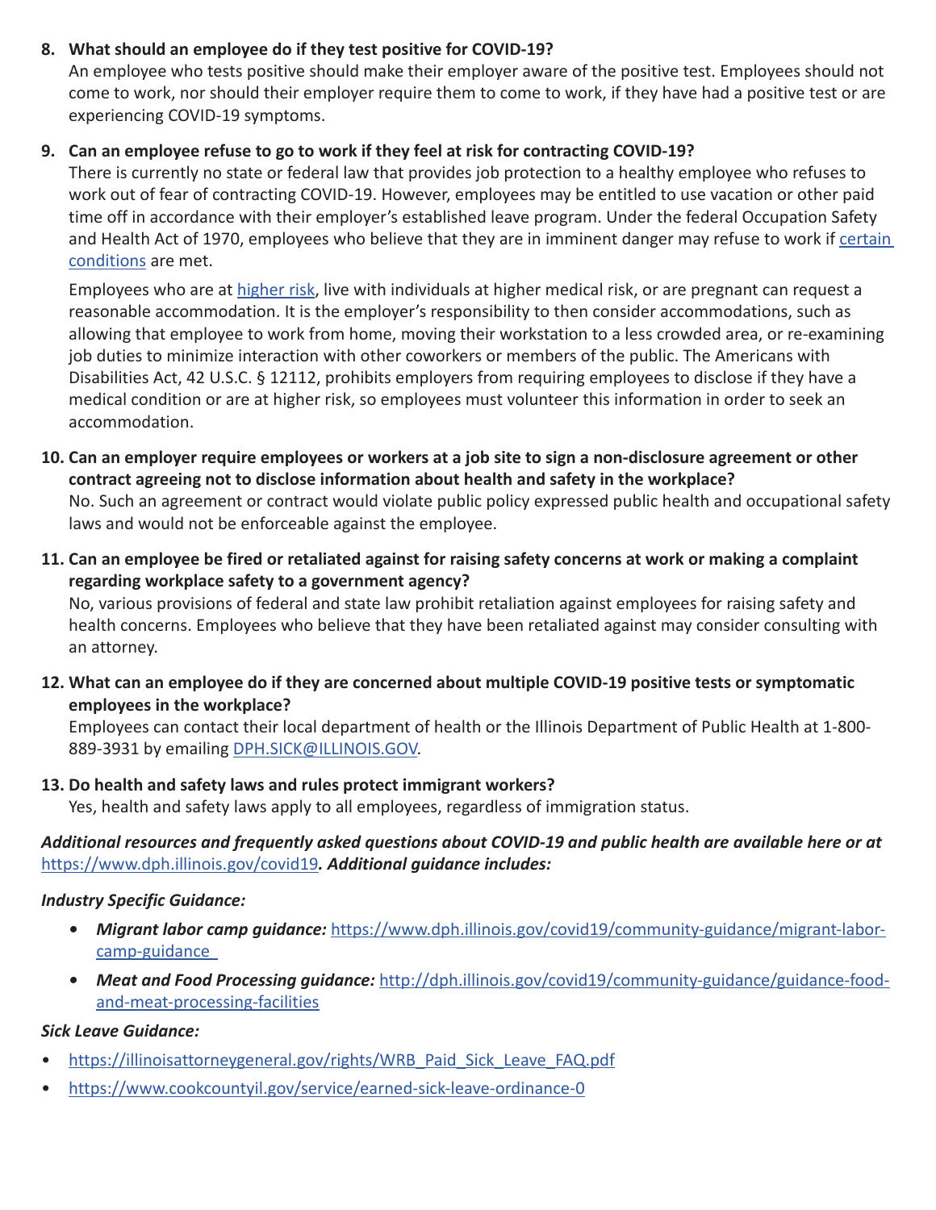8. **What should an employee do if they test positive for COVID-19?**
   An employee who tests positive should make their employer aware of the positive test. Employees should not come to work, nor should their employer require them to come to work, if they have had a positive test or are experiencing COVID-19 symptoms.

9. **Can an employee refuse to go to work if they feel at risk for contracting COVID-19?**
   There is currently no state or federal law that provides job protection to a healthy employee who refuses to work out of fear of contracting COVID-19. However, employees may be entitled to use vacation or other paid time off in accordance with their employer's established leave program. Under the federal Occupation Safety and Health Act of 1970, employees who believe that they are in imminent danger may refuse to work if certain conditions are met.

   Employees who are at higher risk, live with individuals at higher medical risk, or are pregnant can request a reasonable accommodation. It is the employer's responsibility to then consider accommodations, such as allowing that employee to work from home, moving their workstation to a less crowded area, or re-examining job duties to minimize interaction with other coworkers or members of the public. The Americans with Disabilities Act, 42 U.S.C. § 12112, prohibits employers from requiring employees to disclose if they have a medical condition or are at higher risk, so employees must volunteer this information in order to seek an accommodation.

10. **Can an employer require employees or workers at a job site to sign a non-disclosure agreement or other contract agreeing not to disclose information about health and safety in the workplace?**
    No. Such an agreement or contract would violate public policy expressed public health and occupational safety laws and would not be enforceable against the employee.

11. **Can an employee be fired or retaliated against for raising safety concerns at work or making a complaint regarding workplace safety to a government agency?**
    No, various provisions of federal and state law prohibit retaliation against employees for raising safety and health concerns. Employees who believe that they have been retaliated against may consider consulting with an attorney.

12. **What can an employee do if they are concerned about multiple COVID-19 positive tests or symptomatic employees in the workplace?**
    Employees can contact their local department of health or the Illinois Department of Public Health at 1-800-889-3931 by emailing DPH.SICK@ILLINOIS.GOV.

13. **Do health and safety laws and rules protect immigrant workers?**
    Yes, health and safety laws apply to all employees, regardless of immigration status.

***Additional resources and frequently asked questions about COVID-19 and public health are available here or at*** https://www.dph.illinois.gov/covid19***. Additional guidance includes:***

***Industry Specific Guidance:***

- ***Migrant labor camp guidance:*** https://www.dph.illinois.gov/covid19/community-guidance/migrant-labor-camp-guidance
- ***Meat and Food Processing guidance:*** http://dph.illinois.gov/covid19/community-guidance/guidance-food-and-meat-processing-facilities

***Sick Leave Guidance:***

- https://illinoisattorneygeneral.gov/rights/WRB_Paid_Sick_Leave_FAQ.pdf
- https://www.cookcountyil.gov/service/earned-sick-leave-ordinance-0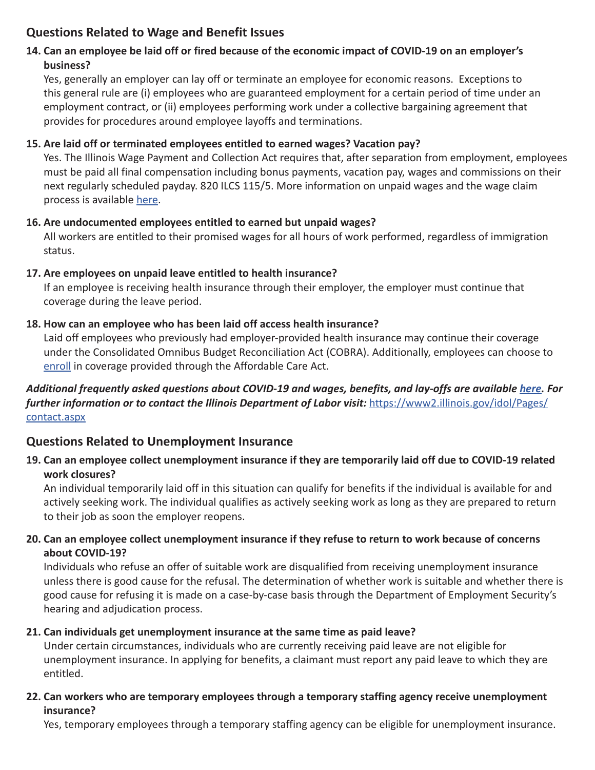## Questions Related to Wage and Benefit Issues

**14. Can an employee be laid off or fired because of the economic impact of COVID-19 on an employer's business?**

Yes, generally an employer can lay off or terminate an employee for economic reasons. Exceptions to this general rule are (i) employees who are guaranteed employment for a certain period of time under an employment contract, or (ii) employees performing work under a collective bargaining agreement that provides for procedures around employee layoffs and terminations.

**15. Are laid off or terminated employees entitled to earned wages? Vacation pay?**

Yes. The Illinois Wage Payment and Collection Act requires that, after separation from employment, employees must be paid all final compensation including bonus payments, vacation pay, wages and commissions on their next regularly scheduled payday. 820 ILCS 115/5. More information on unpaid wages and the wage claim process is available here.

**16. Are undocumented employees entitled to earned but unpaid wages?**

All workers are entitled to their promised wages for all hours of work performed, regardless of immigration status.

**17. Are employees on unpaid leave entitled to health insurance?**

If an employee is receiving health insurance through their employer, the employer must continue that coverage during the leave period.

**18. How can an employee who has been laid off access health insurance?**

Laid off employees who previously had employer-provided health insurance may continue their coverage under the Consolidated Omnibus Budget Reconciliation Act (COBRA). Additionally, employees can choose to enroll in coverage provided through the Affordable Care Act.

***Additional frequently asked questions about COVID-19 and wages, benefits, and lay-offs are available here. For further information or to contact the Illinois Department of Labor visit:*** https://www2.illinois.gov/idol/Pages/contact.aspx

## Questions Related to Unemployment Insurance

**19. Can an employee collect unemployment insurance if they are temporarily laid off due to COVID-19 related work closures?**

An individual temporarily laid off in this situation can qualify for benefits if the individual is available for and actively seeking work. The individual qualifies as actively seeking work as long as they are prepared to return to their job as soon the employer reopens.

**20. Can an employee collect unemployment insurance if they refuse to return to work because of concerns about COVID-19?**

Individuals who refuse an offer of suitable work are disqualified from receiving unemployment insurance unless there is good cause for the refusal. The determination of whether work is suitable and whether there is good cause for refusing it is made on a case-by-case basis through the Department of Employment Security's hearing and adjudication process.

**21. Can individuals get unemployment insurance at the same time as paid leave?**

Under certain circumstances, individuals who are currently receiving paid leave are not eligible for unemployment insurance. In applying for benefits, a claimant must report any paid leave to which they are entitled.

**22. Can workers who are temporary employees through a temporary staffing agency receive unemployment insurance?**

Yes, temporary employees through a temporary staffing agency can be eligible for unemployment insurance.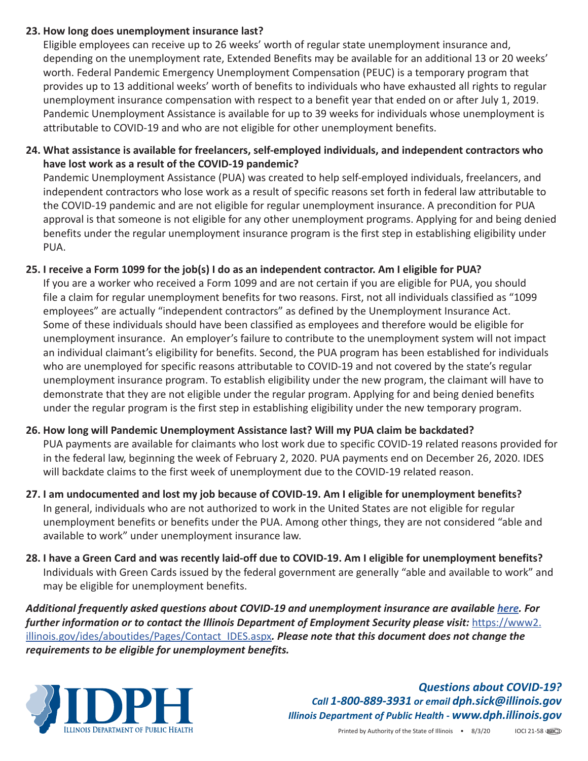**23. How long does unemployment insurance last?**

Eligible employees can receive up to 26 weeks' worth of regular state unemployment insurance and, depending on the unemployment rate, Extended Benefits may be available for an additional 13 or 20 weeks' worth. Federal Pandemic Emergency Unemployment Compensation (PEUC) is a temporary program that provides up to 13 additional weeks' worth of benefits to individuals who have exhausted all rights to regular unemployment insurance compensation with respect to a benefit year that ended on or after July 1, 2019. Pandemic Unemployment Assistance is available for up to 39 weeks for individuals whose unemployment is attributable to COVID-19 and who are not eligible for other unemployment benefits.

**24. What assistance is available for freelancers, self-employed individuals, and independent contractors who have lost work as a result of the COVID-19 pandemic?**

Pandemic Unemployment Assistance (PUA) was created to help self-employed individuals, freelancers, and independent contractors who lose work as a result of specific reasons set forth in federal law attributable to the COVID-19 pandemic and are not eligible for regular unemployment insurance. A precondition for PUA approval is that someone is not eligible for any other unemployment programs. Applying for and being denied benefits under the regular unemployment insurance program is the first step in establishing eligibility under PUA.

**25. I receive a Form 1099 for the job(s) I do as an independent contractor. Am I eligible for PUA?**

If you are a worker who received a Form 1099 and are not certain if you are eligible for PUA, you should file a claim for regular unemployment benefits for two reasons. First, not all individuals classified as "1099 employees" are actually "independent contractors" as defined by the Unemployment Insurance Act. Some of these individuals should have been classified as employees and therefore would be eligible for unemployment insurance. An employer's failure to contribute to the unemployment system will not impact an individual claimant's eligibility for benefits. Second, the PUA program has been established for individuals who are unemployed for specific reasons attributable to COVID-19 and not covered by the state's regular unemployment insurance program. To establish eligibility under the new program, the claimant will have to demonstrate that they are not eligible under the regular program. Applying for and being denied benefits under the regular program is the first step in establishing eligibility under the new temporary program.

**26. How long will Pandemic Unemployment Assistance last? Will my PUA claim be backdated?**

PUA payments are available for claimants who lost work due to specific COVID-19 related reasons provided for in the federal law, beginning the week of February 2, 2020. PUA payments end on December 26, 2020. IDES will backdate claims to the first week of unemployment due to the COVID-19 related reason.

**27. I am undocumented and lost my job because of COVID-19. Am I eligible for unemployment benefits?**

In general, individuals who are not authorized to work in the United States are not eligible for regular unemployment benefits or benefits under the PUA. Among other things, they are not considered "able and available to work" under unemployment insurance law.

**28. I have a Green Card and was recently laid-off due to COVID-19. Am I eligible for unemployment benefits?**

Individuals with Green Cards issued by the federal government are generally "able and available to work" and may be eligible for unemployment benefits.

***Additional frequently asked questions about COVID-19 and unemployment insurance are available [here](). For further information or to contact the Illinois Department of Employment Security please visit:*** https://www2.illinois.gov/ides/aboutides/Pages/Contact_IDES.aspx***. Please note that this document does not change the requirements to be eligible for unemployment benefits.***

IDPH Illinois Department of Public Health

***Questions about COVID-19?***
***Call 1-800-889-3931 or email dph.sick@illinois.gov***
***Illinois Department of Public Health - www.dph.illinois.gov***

Printed by Authority of the State of Illinois • 8/3/20 IOCI 21-58